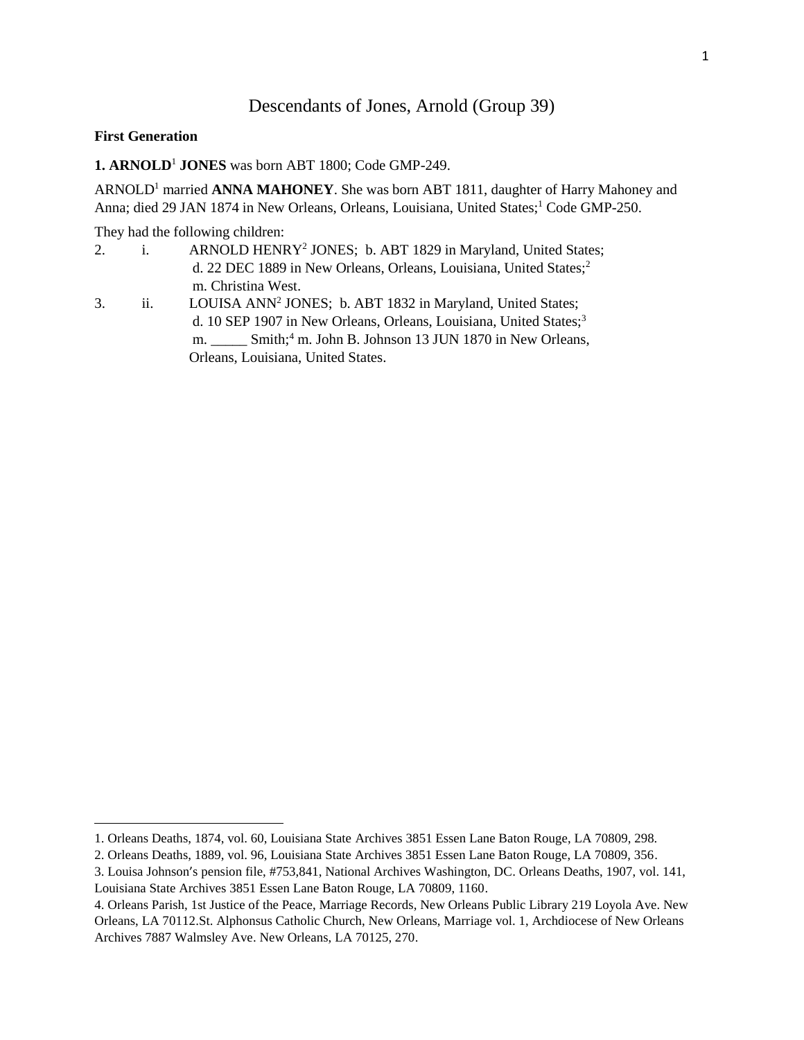# Descendants of Jones, Arnold (Group 39)

**First Generation**

**1. ARNOLD[1] JONES** was born ABT 1800; Code GMP-249.

ARNOLD[1] married **ANNA MAHONEY**. She was born ABT 1811, daughter of Harry Mahoney and Anna; died 29 JAN 1874 in New Orleans, Orleans, Louisiana, United States;[1] Code GMP-250.

They had the following children:

2. i. ARNOLD HENRY[2] JONES; b. ABT 1829 in Maryland, United States; d. 22 DEC 1889 in New Orleans, Orleans, Louisiana, United States;[2] m. Christina West.

3. ii. LOUISA ANN[2] JONES; b. ABT 1832 in Maryland, United States; d. 10 SEP 1907 in New Orleans, Orleans, Louisiana, United States;[3] m. _____ Smith;[4] m. John B. Johnson 13 JUN 1870 in New Orleans, Orleans, Louisiana, United States.

---

1. Orleans Deaths, 1874, vol. 60, Louisiana State Archives 3851 Essen Lane Baton Rouge, LA 70809, 298.
2. Orleans Deaths, 1889, vol. 96, Louisiana State Archives 3851 Essen Lane Baton Rouge, LA 70809, 356.
3. Louisa Johnson's pension file, #753,841, National Archives Washington, DC. Orleans Deaths, 1907, vol. 141, Louisiana State Archives 3851 Essen Lane Baton Rouge, LA 70809, 1160.
4. Orleans Parish, 1st Justice of the Peace, Marriage Records, New Orleans Public Library 219 Loyola Ave. New Orleans, LA 70112.St. Alphonsus Catholic Church, New Orleans, Marriage vol. 1, Archdiocese of New Orleans Archives 7887 Walmsley Ave. New Orleans, LA 70125, 270.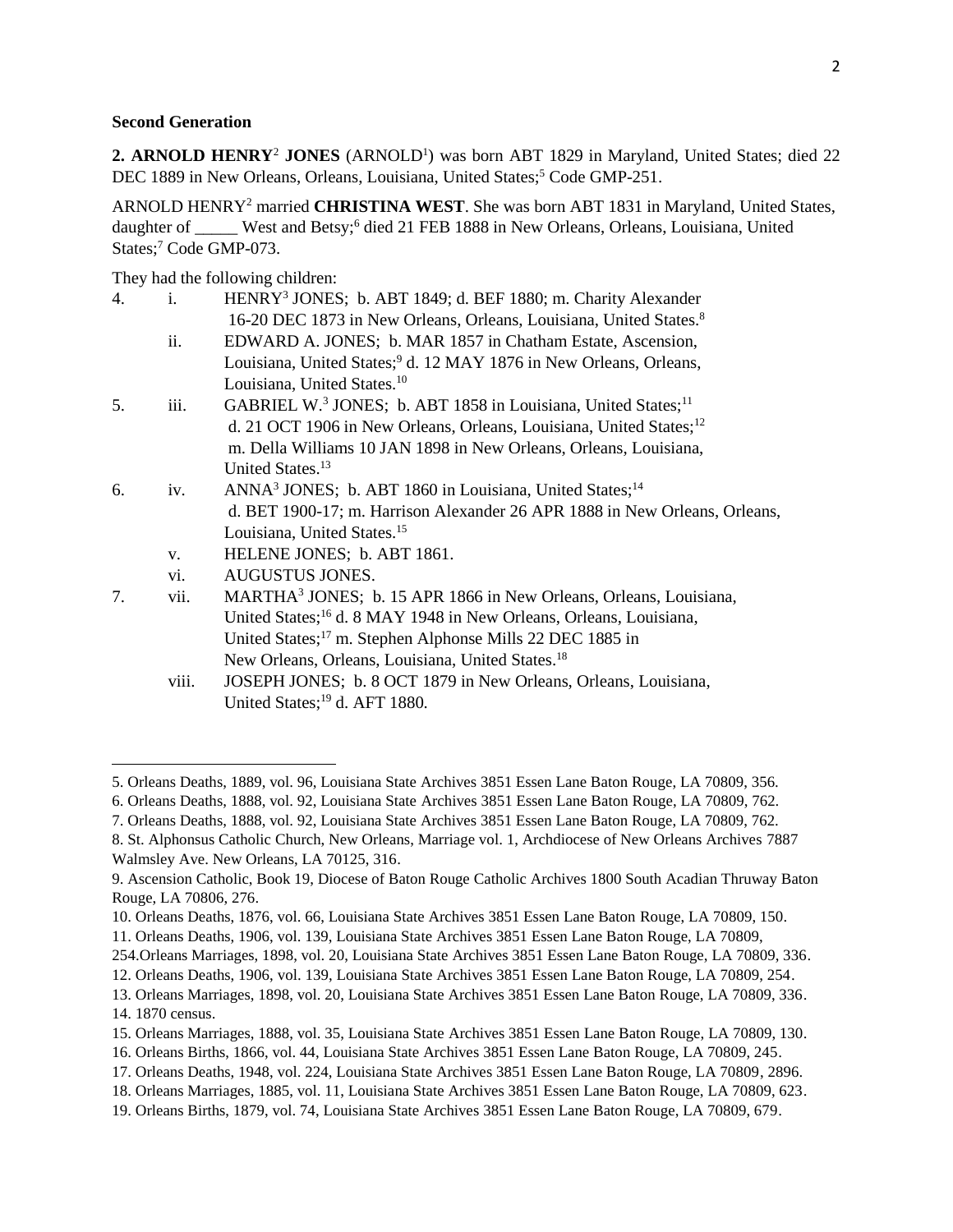**Second Generation**

**2. ARNOLD HENRY[2] JONES** (ARNOLD[1]) was born ABT 1829 in Maryland, United States; died 22 DEC 1889 in New Orleans, Orleans, Louisiana, United States;[5] Code GMP-251.

ARNOLD HENRY[2] married **CHRISTINA WEST**. She was born ABT 1831 in Maryland, United States, daughter of _____ West and Betsy;[6] died 21 FEB 1888 in New Orleans, Orleans, Louisiana, United States;[7] Code GMP-073.

They had the following children:

4. i. HENRY[3] JONES; b. ABT 1849; d. BEF 1880; m. Charity Alexander 16-20 DEC 1873 in New Orleans, Orleans, Louisiana, United States.[8]

   ii. EDWARD A. JONES; b. MAR 1857 in Chatham Estate, Ascension, Louisiana, United States;[9] d. 12 MAY 1876 in New Orleans, Orleans, Louisiana, United States.[10]

5. iii. GABRIEL W.[3] JONES; b. ABT 1858 in Louisiana, United States;[11] d. 21 OCT 1906 in New Orleans, Orleans, Louisiana, United States;[12] m. Della Williams 10 JAN 1898 in New Orleans, Orleans, Louisiana, United States.[13]

6. iv. ANNA[3] JONES; b. ABT 1860 in Louisiana, United States;[14] d. BET 1900-17; m. Harrison Alexander 26 APR 1888 in New Orleans, Orleans, Louisiana, United States.[15]

   v. HELENE JONES; b. ABT 1861.

   vi. AUGUSTUS JONES.

7. vii. MARTHA[3] JONES; b. 15 APR 1866 in New Orleans, Orleans, Louisiana, United States;[16] d. 8 MAY 1948 in New Orleans, Orleans, Louisiana, United States;[17] m. Stephen Alphonse Mills 22 DEC 1885 in New Orleans, Orleans, Louisiana, United States.[18]

   viii. JOSEPH JONES; b. 8 OCT 1879 in New Orleans, Orleans, Louisiana, United States;[19] d. AFT 1880.

---

5. Orleans Deaths, 1889, vol. 96, Louisiana State Archives 3851 Essen Lane Baton Rouge, LA 70809, 356.
6. Orleans Deaths, 1888, vol. 92, Louisiana State Archives 3851 Essen Lane Baton Rouge, LA 70809, 762.
7. Orleans Deaths, 1888, vol. 92, Louisiana State Archives 3851 Essen Lane Baton Rouge, LA 70809, 762.
8. St. Alphonsus Catholic Church, New Orleans, Marriage vol. 1, Archdiocese of New Orleans Archives 7887 Walmsley Ave. New Orleans, LA 70125, 316.
9. Ascension Catholic, Book 19, Diocese of Baton Rouge Catholic Archives 1800 South Acadian Thruway Baton Rouge, LA 70806, 276.
10. Orleans Deaths, 1876, vol. 66, Louisiana State Archives 3851 Essen Lane Baton Rouge, LA 70809, 150.
11. Orleans Deaths, 1906, vol. 139, Louisiana State Archives 3851 Essen Lane Baton Rouge, LA 70809, 254.Orleans Marriages, 1898, vol. 20, Louisiana State Archives 3851 Essen Lane Baton Rouge, LA 70809, 336.
12. Orleans Deaths, 1906, vol. 139, Louisiana State Archives 3851 Essen Lane Baton Rouge, LA 70809, 254.
13. Orleans Marriages, 1898, vol. 20, Louisiana State Archives 3851 Essen Lane Baton Rouge, LA 70809, 336.
14. 1870 census.
15. Orleans Marriages, 1888, vol. 35, Louisiana State Archives 3851 Essen Lane Baton Rouge, LA 70809, 130.
16. Orleans Births, 1866, vol. 44, Louisiana State Archives 3851 Essen Lane Baton Rouge, LA 70809, 245.
17. Orleans Deaths, 1948, vol. 224, Louisiana State Archives 3851 Essen Lane Baton Rouge, LA 70809, 2896.
18. Orleans Marriages, 1885, vol. 11, Louisiana State Archives 3851 Essen Lane Baton Rouge, LA 70809, 623.
19. Orleans Births, 1879, vol. 74, Louisiana State Archives 3851 Essen Lane Baton Rouge, LA 70809, 679.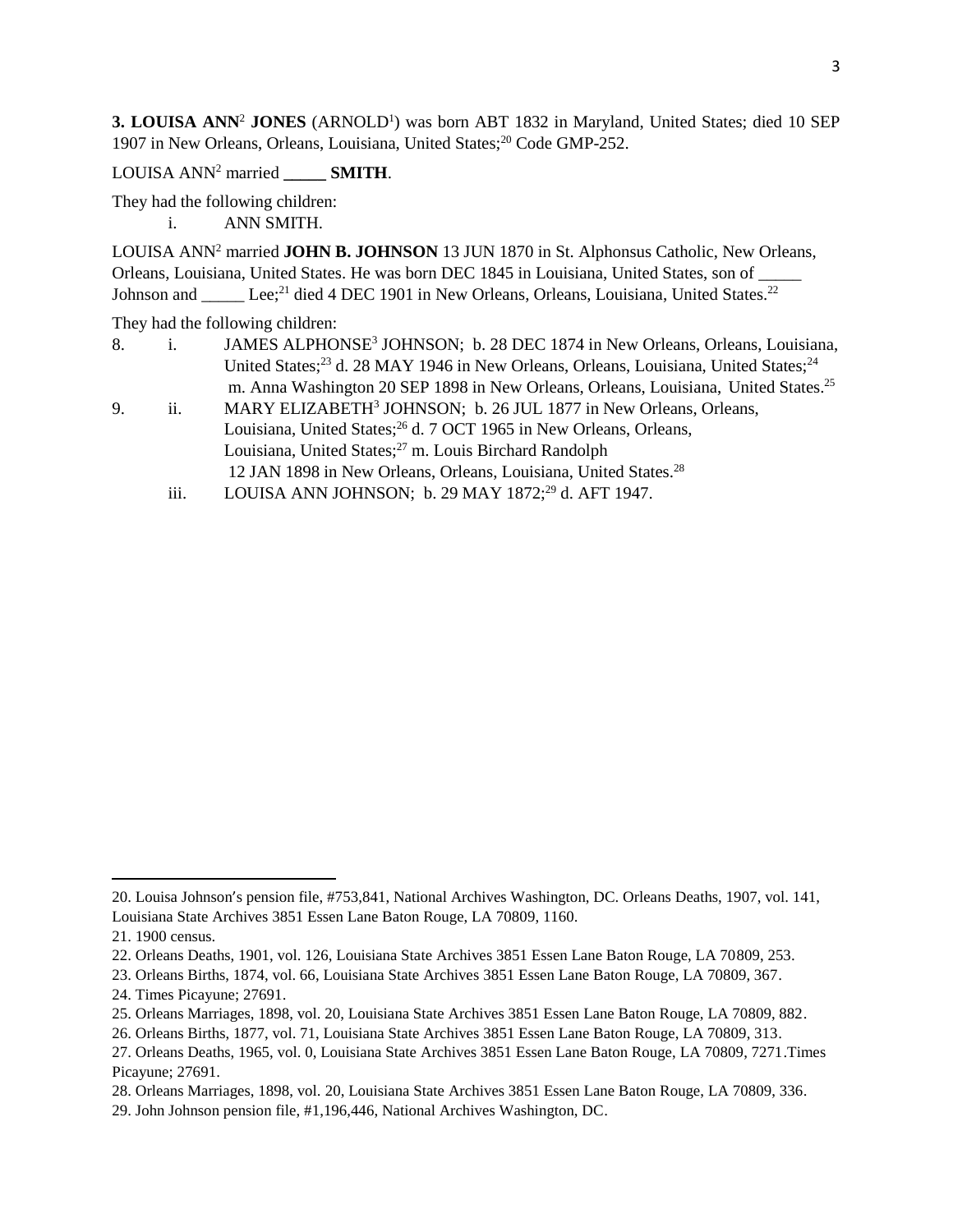**3. LOUISA ANN**[2] **JONES** (ARNOLD[1]) was born ABT 1832 in Maryland, United States; died 10 SEP 1907 in New Orleans, Orleans, Louisiana, United States;[20] Code GMP-252.

LOUISA ANN[2] married **_____ SMITH**.

They had the following children:

i. ANN SMITH.

LOUISA ANN[2] married **JOHN B. JOHNSON** 13 JUN 1870 in St. Alphonsus Catholic, New Orleans, Orleans, Louisiana, United States. He was born DEC 1845 in Louisiana, United States, son of _____ Johnson and _____ Lee;[21] died 4 DEC 1901 in New Orleans, Orleans, Louisiana, United States.[22]

They had the following children:

8. i. JAMES ALPHONSE[3] JOHNSON; b. 28 DEC 1874 in New Orleans, Orleans, Louisiana, United States;[23] d. 28 MAY 1946 in New Orleans, Orleans, Louisiana, United States;[24] m. Anna Washington 20 SEP 1898 in New Orleans, Orleans, Louisiana, United States.[25]

9. ii. MARY ELIZABETH[3] JOHNSON; b. 26 JUL 1877 in New Orleans, Orleans, Louisiana, United States;[26] d. 7 OCT 1965 in New Orleans, Orleans, Louisiana, United States;[27] m. Louis Birchard Randolph 12 JAN 1898 in New Orleans, Orleans, Louisiana, United States.[28]

iii. LOUISA ANN JOHNSON; b. 29 MAY 1872;[29] d. AFT 1947.

---

20. Louisa Johnson's pension file, #753,841, National Archives Washington, DC. Orleans Deaths, 1907, vol. 141, Louisiana State Archives 3851 Essen Lane Baton Rouge, LA 70809, 1160.

21. 1900 census.

22. Orleans Deaths, 1901, vol. 126, Louisiana State Archives 3851 Essen Lane Baton Rouge, LA 70809, 253.

23. Orleans Births, 1874, vol. 66, Louisiana State Archives 3851 Essen Lane Baton Rouge, LA 70809, 367.

24. Times Picayune; 27691.

25. Orleans Marriages, 1898, vol. 20, Louisiana State Archives 3851 Essen Lane Baton Rouge, LA 70809, 882.

26. Orleans Births, 1877, vol. 71, Louisiana State Archives 3851 Essen Lane Baton Rouge, LA 70809, 313.

27. Orleans Deaths, 1965, vol. 0, Louisiana State Archives 3851 Essen Lane Baton Rouge, LA 70809, 7271.Times Picayune; 27691.

28. Orleans Marriages, 1898, vol. 20, Louisiana State Archives 3851 Essen Lane Baton Rouge, LA 70809, 336.

29. John Johnson pension file, #1,196,446, National Archives Washington, DC.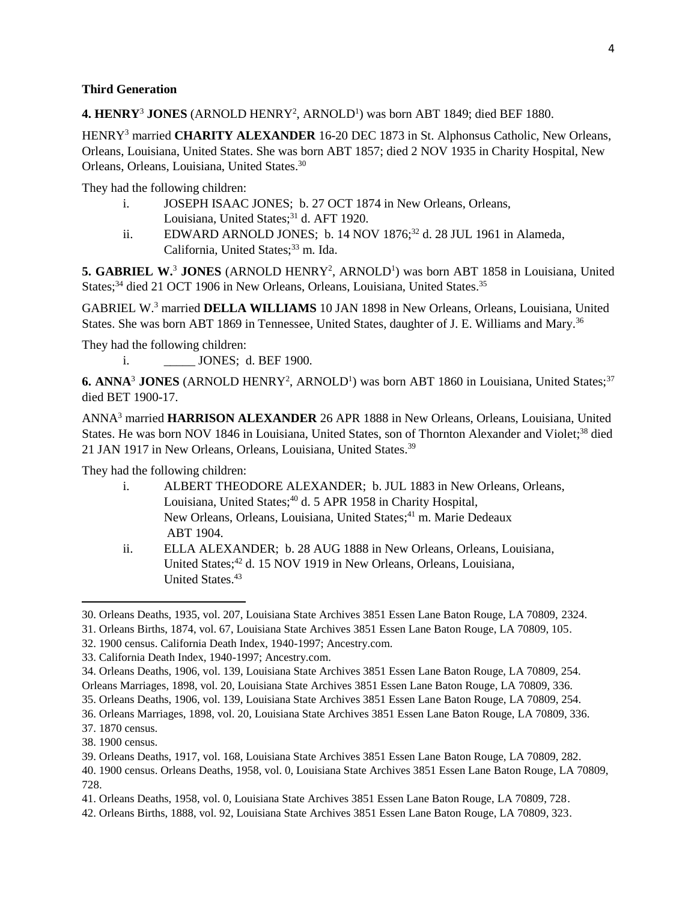**Third Generation**

**4. HENRY**[3] **JONES** (ARNOLD HENRY[2], ARNOLD[1]) was born ABT 1849; died BEF 1880.

HENRY[3] married **CHARITY ALEXANDER** 16-20 DEC 1873 in St. Alphonsus Catholic, New Orleans, Orleans, Louisiana, United States. She was born ABT 1857; died 2 NOV 1935 in Charity Hospital, New Orleans, Orleans, Louisiana, United States.[30]

They had the following children:

- i. JOSEPH ISAAC JONES; b. 27 OCT 1874 in New Orleans, Orleans, Louisiana, United States;[31] d. AFT 1920.
- ii. EDWARD ARNOLD JONES; b. 14 NOV 1876;[32] d. 28 JUL 1961 in Alameda, California, United States;[33] m. Ida.

**5. GABRIEL W.**[3] **JONES** (ARNOLD HENRY[2], ARNOLD[1]) was born ABT 1858 in Louisiana, United States;[34] died 21 OCT 1906 in New Orleans, Orleans, Louisiana, United States.[35]

GABRIEL W.[3] married **DELLA WILLIAMS** 10 JAN 1898 in New Orleans, Orleans, Louisiana, United States. She was born ABT 1869 in Tennessee, United States, daughter of J. E. Williams and Mary.[36]

They had the following children:

- i. _____ JONES; d. BEF 1900.

**6. ANNA**[3] **JONES** (ARNOLD HENRY[2], ARNOLD[1]) was born ABT 1860 in Louisiana, United States;[37] died BET 1900-17.

ANNA[3] married **HARRISON ALEXANDER** 26 APR 1888 in New Orleans, Orleans, Louisiana, United States. He was born NOV 1846 in Louisiana, United States, son of Thornton Alexander and Violet;[38] died 21 JAN 1917 in New Orleans, Orleans, Louisiana, United States.[39]

They had the following children:

- i. ALBERT THEODORE ALEXANDER; b. JUL 1883 in New Orleans, Orleans, Louisiana, United States;[40] d. 5 APR 1958 in Charity Hospital, New Orleans, Orleans, Louisiana, United States;[41] m. Marie Dedeaux ABT 1904.
- ii. ELLA ALEXANDER; b. 28 AUG 1888 in New Orleans, Orleans, Louisiana, United States;[42] d. 15 NOV 1919 in New Orleans, Orleans, Louisiana, United States.[43]

---

30. Orleans Deaths, 1935, vol. 207, Louisiana State Archives 3851 Essen Lane Baton Rouge, LA 70809, 2324.
31. Orleans Births, 1874, vol. 67, Louisiana State Archives 3851 Essen Lane Baton Rouge, LA 70809, 105.
32. 1900 census. California Death Index, 1940-1997; Ancestry.com.
33. California Death Index, 1940-1997; Ancestry.com.
34. Orleans Deaths, 1906, vol. 139, Louisiana State Archives 3851 Essen Lane Baton Rouge, LA 70809, 254. Orleans Marriages, 1898, vol. 20, Louisiana State Archives 3851 Essen Lane Baton Rouge, LA 70809, 336.
35. Orleans Deaths, 1906, vol. 139, Louisiana State Archives 3851 Essen Lane Baton Rouge, LA 70809, 254.
36. Orleans Marriages, 1898, vol. 20, Louisiana State Archives 3851 Essen Lane Baton Rouge, LA 70809, 336.
37. 1870 census.
38. 1900 census.
39. Orleans Deaths, 1917, vol. 168, Louisiana State Archives 3851 Essen Lane Baton Rouge, LA 70809, 282.
40. 1900 census. Orleans Deaths, 1958, vol. 0, Louisiana State Archives 3851 Essen Lane Baton Rouge, LA 70809, 728.
41. Orleans Deaths, 1958, vol. 0, Louisiana State Archives 3851 Essen Lane Baton Rouge, LA 70809, 728.
42. Orleans Births, 1888, vol. 92, Louisiana State Archives 3851 Essen Lane Baton Rouge, LA 70809, 323.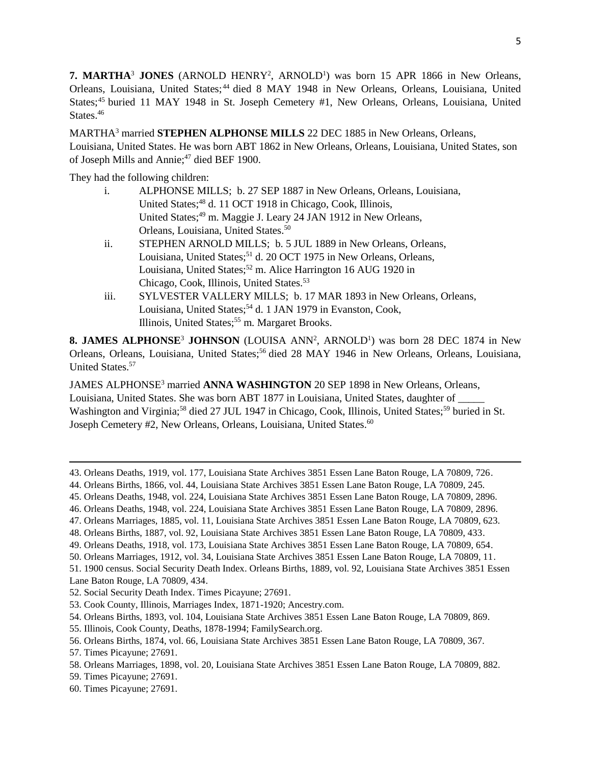**7. MARTHA[3] JONES** (ARNOLD HENRY[2], ARNOLD[1]) was born 15 APR 1866 in New Orleans, Orleans, Louisiana, United States;[44] died 8 MAY 1948 in New Orleans, Orleans, Louisiana, United States;[45] buried 11 MAY 1948 in St. Joseph Cemetery #1, New Orleans, Orleans, Louisiana, United States.[46]

MARTHA[3] married **STEPHEN ALPHONSE MILLS** 22 DEC 1885 in New Orleans, Orleans, Louisiana, United States. He was born ABT 1862 in New Orleans, Orleans, Louisiana, United States, son of Joseph Mills and Annie;[47] died BEF 1900.

They had the following children:

i. ALPHONSE MILLS; b. 27 SEP 1887 in New Orleans, Orleans, Louisiana, United States;[48] d. 11 OCT 1918 in Chicago, Cook, Illinois, United States;[49] m. Maggie J. Leary 24 JAN 1912 in New Orleans, Orleans, Louisiana, United States.[50]

ii. STEPHEN ARNOLD MILLS; b. 5 JUL 1889 in New Orleans, Orleans, Louisiana, United States;[51] d. 20 OCT 1975 in New Orleans, Orleans, Louisiana, United States;[52] m. Alice Harrington 16 AUG 1920 in Chicago, Cook, Illinois, United States.[53]

iii. SYLVESTER VALLERY MILLS; b. 17 MAR 1893 in New Orleans, Orleans, Louisiana, United States;[54] d. 1 JAN 1979 in Evanston, Cook, Illinois, United States;[55] m. Margaret Brooks.

**8. JAMES ALPHONSE[3] JOHNSON** (LOUISA ANN[2], ARNOLD[1]) was born 28 DEC 1874 in New Orleans, Orleans, Louisiana, United States;[56] died 28 MAY 1946 in New Orleans, Orleans, Louisiana, United States.[57]

JAMES ALPHONSE[3] married **ANNA WASHINGTON** 20 SEP 1898 in New Orleans, Orleans, Louisiana, United States. She was born ABT 1877 in Louisiana, United States, daughter of _____ Washington and Virginia;[58] died 27 JUL 1947 in Chicago, Cook, Illinois, United States;[59] buried in St. Joseph Cemetery #2, New Orleans, Orleans, Louisiana, United States.[60]

---

43. Orleans Deaths, 1919, vol. 177, Louisiana State Archives 3851 Essen Lane Baton Rouge, LA 70809, 726.
44. Orleans Births, 1866, vol. 44, Louisiana State Archives 3851 Essen Lane Baton Rouge, LA 70809, 245.
45. Orleans Deaths, 1948, vol. 224, Louisiana State Archives 3851 Essen Lane Baton Rouge, LA 70809, 2896.
46. Orleans Deaths, 1948, vol. 224, Louisiana State Archives 3851 Essen Lane Baton Rouge, LA 70809, 2896.
47. Orleans Marriages, 1885, vol. 11, Louisiana State Archives 3851 Essen Lane Baton Rouge, LA 70809, 623.
48. Orleans Births, 1887, vol. 92, Louisiana State Archives 3851 Essen Lane Baton Rouge, LA 70809, 433.
49. Orleans Deaths, 1918, vol. 173, Louisiana State Archives 3851 Essen Lane Baton Rouge, LA 70809, 654.
50. Orleans Marriages, 1912, vol. 34, Louisiana State Archives 3851 Essen Lane Baton Rouge, LA 70809, 11.
51. 1900 census. Social Security Death Index. Orleans Births, 1889, vol. 92, Louisiana State Archives 3851 Essen Lane Baton Rouge, LA 70809, 434.
52. Social Security Death Index. Times Picayune; 27691.
53. Cook County, Illinois, Marriages Index, 1871-1920; Ancestry.com.
54. Orleans Births, 1893, vol. 104, Louisiana State Archives 3851 Essen Lane Baton Rouge, LA 70809, 869.
55. Illinois, Cook County, Deaths, 1878-1994; FamilySearch.org.
56. Orleans Births, 1874, vol. 66, Louisiana State Archives 3851 Essen Lane Baton Rouge, LA 70809, 367.
57. Times Picayune; 27691.
58. Orleans Marriages, 1898, vol. 20, Louisiana State Archives 3851 Essen Lane Baton Rouge, LA 70809, 882.
59. Times Picayune; 27691.
60. Times Picayune; 27691.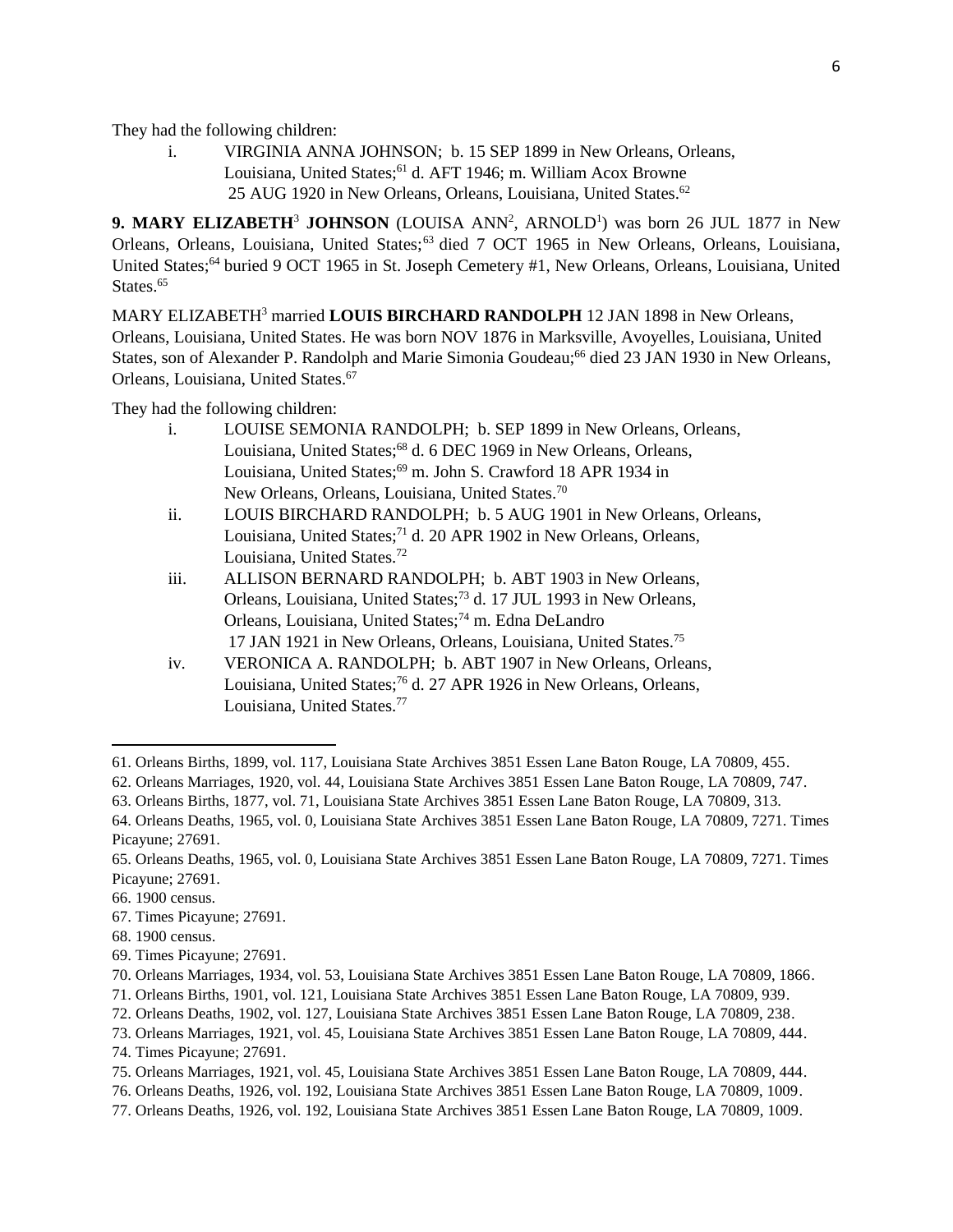They had the following children:

i. VIRGINIA ANNA JOHNSON; b. 15 SEP 1899 in New Orleans, Orleans, Louisiana, United States;[61] d. AFT 1946; m. William Acox Browne 25 AUG 1920 in New Orleans, Orleans, Louisiana, United States.[62]

**9. MARY ELIZABETH[3] JOHNSON** (LOUISA ANN[2], ARNOLD[1]) was born 26 JUL 1877 in New Orleans, Orleans, Louisiana, United States;[63] died 7 OCT 1965 in New Orleans, Orleans, Louisiana, United States;[64] buried 9 OCT 1965 in St. Joseph Cemetery #1, New Orleans, Orleans, Louisiana, United States.[65]

MARY ELIZABETH[3] married **LOUIS BIRCHARD RANDOLPH** 12 JAN 1898 in New Orleans, Orleans, Louisiana, United States. He was born NOV 1876 in Marksville, Avoyelles, Louisiana, United States, son of Alexander P. Randolph and Marie Simonia Goudeau;[66] died 23 JAN 1930 in New Orleans, Orleans, Louisiana, United States.[67]

They had the following children:

i. LOUISE SEMONIA RANDOLPH; b. SEP 1899 in New Orleans, Orleans, Louisiana, United States;[68] d. 6 DEC 1969 in New Orleans, Orleans, Louisiana, United States;[69] m. John S. Crawford 18 APR 1934 in New Orleans, Orleans, Louisiana, United States.[70]

ii. LOUIS BIRCHARD RANDOLPH; b. 5 AUG 1901 in New Orleans, Orleans, Louisiana, United States;[71] d. 20 APR 1902 in New Orleans, Orleans, Louisiana, United States.[72]

iii. ALLISON BERNARD RANDOLPH; b. ABT 1903 in New Orleans, Orleans, Louisiana, United States;[73] d. 17 JUL 1993 in New Orleans, Orleans, Louisiana, United States;[74] m. Edna DeLandro 17 JAN 1921 in New Orleans, Orleans, Louisiana, United States.[75]

iv. VERONICA A. RANDOLPH; b. ABT 1907 in New Orleans, Orleans, Louisiana, United States;[76] d. 27 APR 1926 in New Orleans, Orleans, Louisiana, United States.[77]

---

61. Orleans Births, 1899, vol. 117, Louisiana State Archives 3851 Essen Lane Baton Rouge, LA 70809, 455.
62. Orleans Marriages, 1920, vol. 44, Louisiana State Archives 3851 Essen Lane Baton Rouge, LA 70809, 747.
63. Orleans Births, 1877, vol. 71, Louisiana State Archives 3851 Essen Lane Baton Rouge, LA 70809, 313.
64. Orleans Deaths, 1965, vol. 0, Louisiana State Archives 3851 Essen Lane Baton Rouge, LA 70809, 7271. Times Picayune; 27691.
65. Orleans Deaths, 1965, vol. 0, Louisiana State Archives 3851 Essen Lane Baton Rouge, LA 70809, 7271. Times Picayune; 27691.
66. 1900 census.
67. Times Picayune; 27691.
68. 1900 census.
69. Times Picayune; 27691.
70. Orleans Marriages, 1934, vol. 53, Louisiana State Archives 3851 Essen Lane Baton Rouge, LA 70809, 1866.
71. Orleans Births, 1901, vol. 121, Louisiana State Archives 3851 Essen Lane Baton Rouge, LA 70809, 939.
72. Orleans Deaths, 1902, vol. 127, Louisiana State Archives 3851 Essen Lane Baton Rouge, LA 70809, 238.
73. Orleans Marriages, 1921, vol. 45, Louisiana State Archives 3851 Essen Lane Baton Rouge, LA 70809, 444.
74. Times Picayune; 27691.
75. Orleans Marriages, 1921, vol. 45, Louisiana State Archives 3851 Essen Lane Baton Rouge, LA 70809, 444.
76. Orleans Deaths, 1926, vol. 192, Louisiana State Archives 3851 Essen Lane Baton Rouge, LA 70809, 1009.
77. Orleans Deaths, 1926, vol. 192, Louisiana State Archives 3851 Essen Lane Baton Rouge, LA 70809, 1009.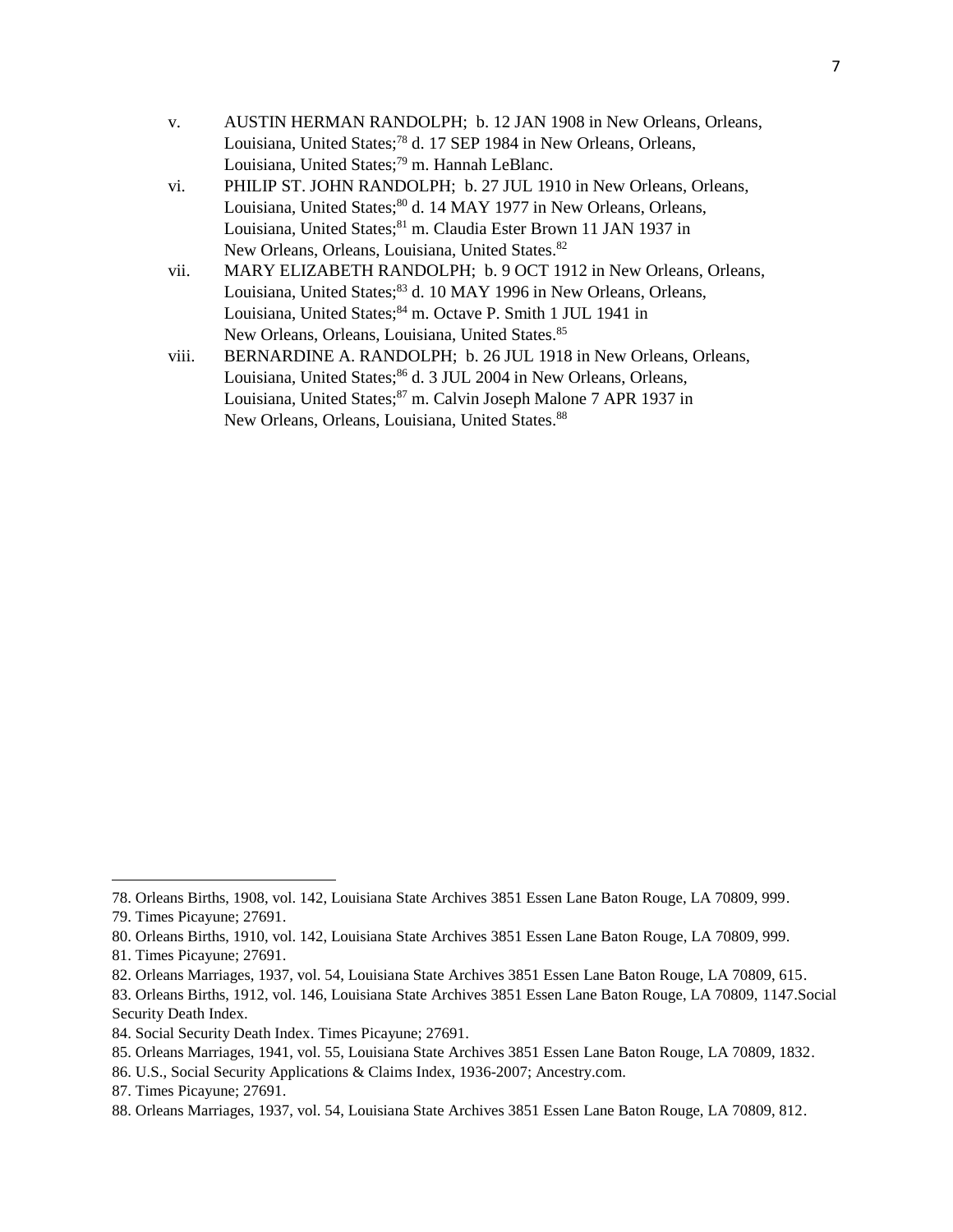v. AUSTIN HERMAN RANDOLPH; b. 12 JAN 1908 in New Orleans, Orleans, Louisiana, United States;[78] d. 17 SEP 1984 in New Orleans, Orleans, Louisiana, United States;[79] m. Hannah LeBlanc.

vi. PHILIP ST. JOHN RANDOLPH; b. 27 JUL 1910 in New Orleans, Orleans, Louisiana, United States;[80] d. 14 MAY 1977 in New Orleans, Orleans, Louisiana, United States;[81] m. Claudia Ester Brown 11 JAN 1937 in New Orleans, Orleans, Louisiana, United States.[82]

vii. MARY ELIZABETH RANDOLPH; b. 9 OCT 1912 in New Orleans, Orleans, Louisiana, United States;[83] d. 10 MAY 1996 in New Orleans, Orleans, Louisiana, United States;[84] m. Octave P. Smith 1 JUL 1941 in New Orleans, Orleans, Louisiana, United States.[85]

viii. BERNARDINE A. RANDOLPH; b. 26 JUL 1918 in New Orleans, Orleans, Louisiana, United States;[86] d. 3 JUL 2004 in New Orleans, Orleans, Louisiana, United States;[87] m. Calvin Joseph Malone 7 APR 1937 in New Orleans, Orleans, Louisiana, United States.[88]

---

78. Orleans Births, 1908, vol. 142, Louisiana State Archives 3851 Essen Lane Baton Rouge, LA 70809, 999.
79. Times Picayune; 27691.
80. Orleans Births, 1910, vol. 142, Louisiana State Archives 3851 Essen Lane Baton Rouge, LA 70809, 999.
81. Times Picayune; 27691.
82. Orleans Marriages, 1937, vol. 54, Louisiana State Archives 3851 Essen Lane Baton Rouge, LA 70809, 615.
83. Orleans Births, 1912, vol. 146, Louisiana State Archives 3851 Essen Lane Baton Rouge, LA 70809, 1147.Social Security Death Index.
84. Social Security Death Index. Times Picayune; 27691.
85. Orleans Marriages, 1941, vol. 55, Louisiana State Archives 3851 Essen Lane Baton Rouge, LA 70809, 1832.
86. U.S., Social Security Applications & Claims Index, 1936-2007; Ancestry.com.
87. Times Picayune; 27691.
88. Orleans Marriages, 1937, vol. 54, Louisiana State Archives 3851 Essen Lane Baton Rouge, LA 70809, 812.